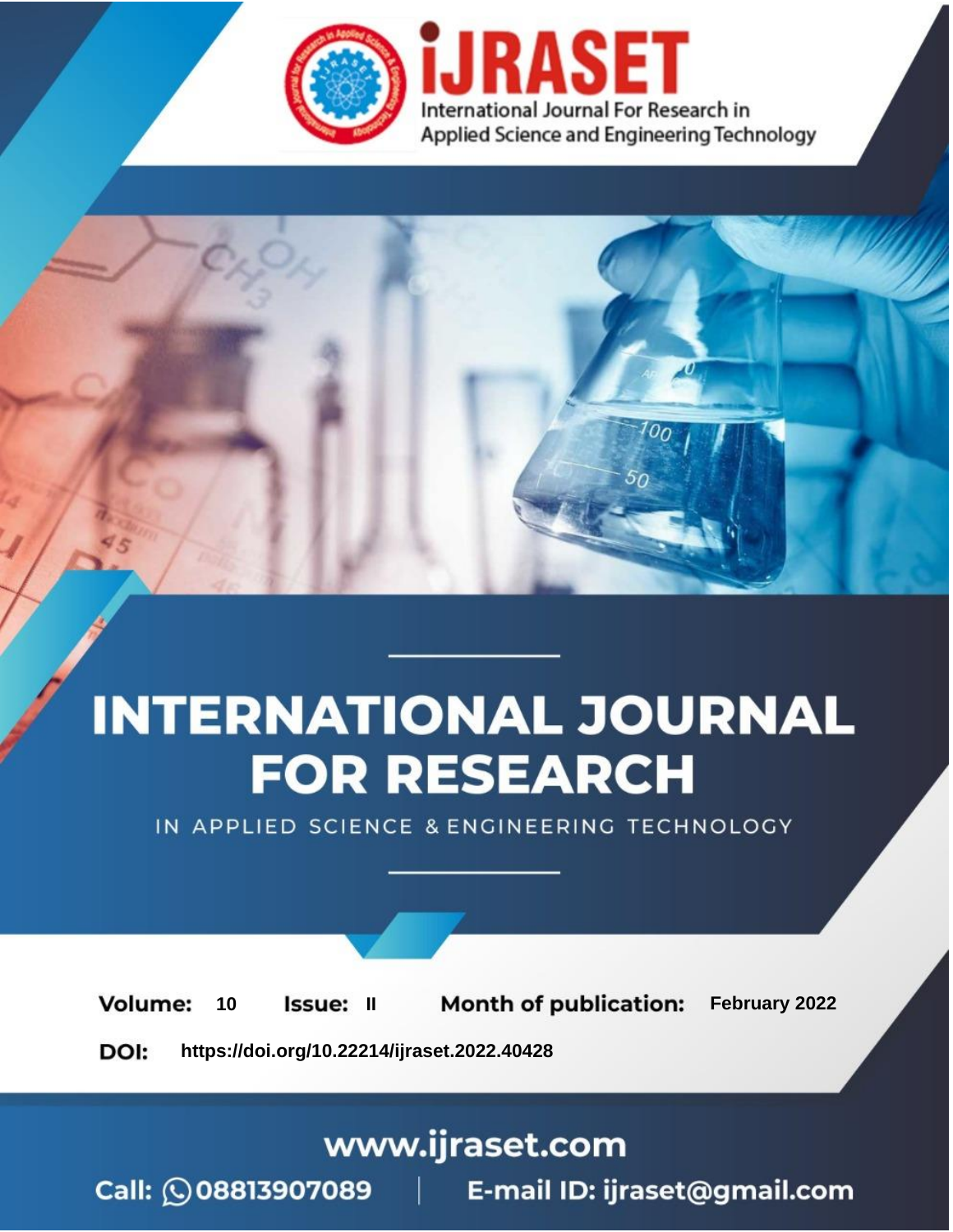iJRASET

International Journal For Research in Applied Science and Engineering Technology

# INTERNATIONAL JOURNAL FOR RESEARCH

IN APPLIED SCIENCE & ENGINEERING TECHNOLOGY

**Volume:** 10 **Issue:** II **Month of publication:** February 2022

**DOI:** https://doi.org/10.22214/ijraset.2022.40428

www.ijraset.com

Call: 08813907089 | E-mail ID: ijraset@gmail.com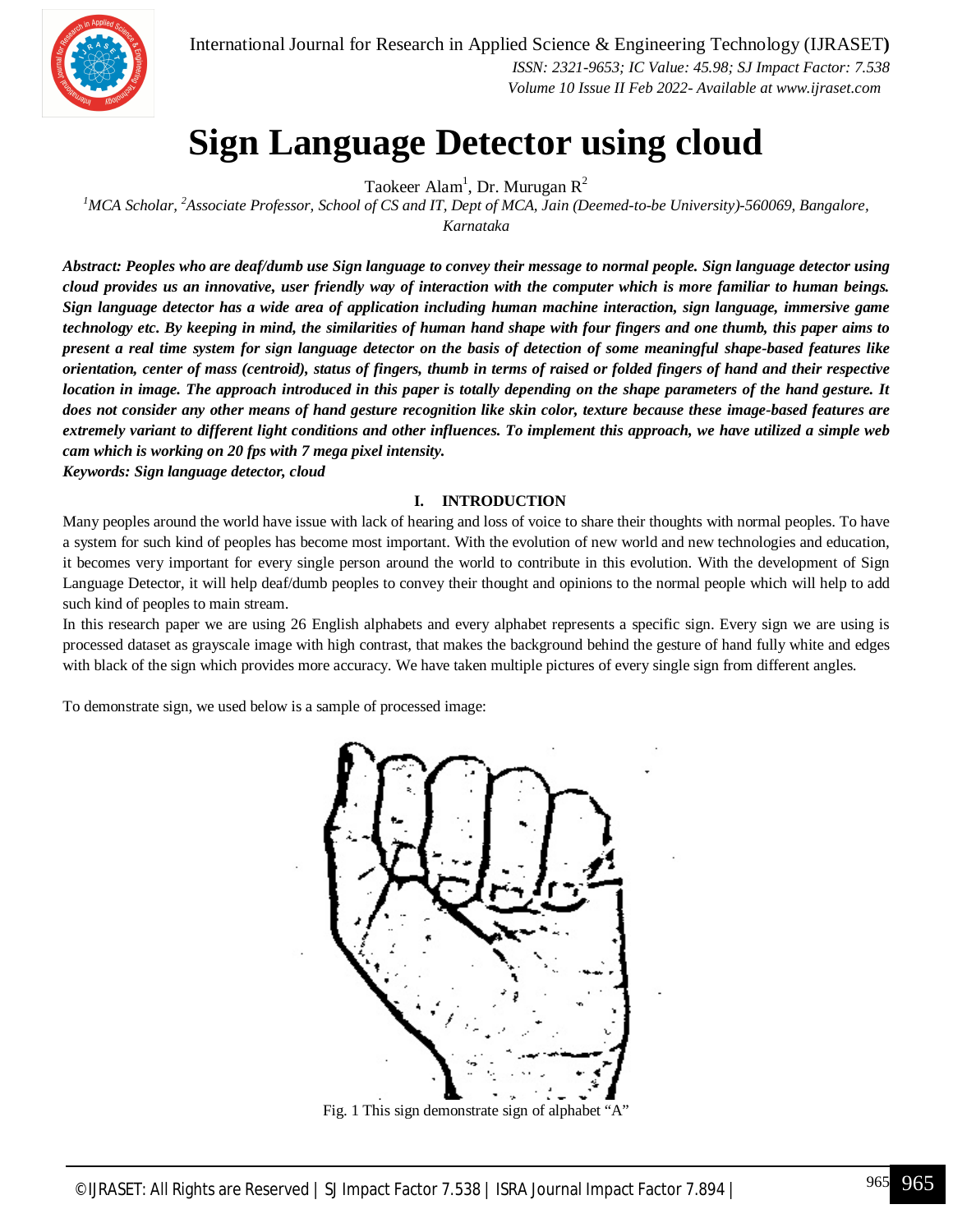# Sign Language Detector using cloud

Taokeer Alam[1], Dr. Murugan R[2]

[1]MCA Scholar, [2]Associate Professor, School of CS and IT, Dept of MCA, Jain (Deemed-to-be University)-560069, Bangalore, Karnataka

***Abstract:** Peoples who are deaf/dumb use Sign language to convey their message to normal people. Sign language detector using cloud provides us an innovative, user friendly way of interaction with the computer which is more familiar to human beings. Sign language detector has a wide area of application including human machine interaction, sign language, immersive game technology etc. By keeping in mind, the similarities of human hand shape with four fingers and one thumb, this paper aims to present a real time system for sign language detector on the basis of detection of some meaningful shape-based features like orientation, center of mass (centroid), status of fingers, thumb in terms of raised or folded fingers of hand and their respective location in image. The approach introduced in this paper is totally depending on the shape parameters of the hand gesture. It does not consider any other means of hand gesture recognition like skin color, texture because these image-based features are extremely variant to different light conditions and other influences. To implement this approach, we have utilized a simple web cam which is working on 20 fps with 7 mega pixel intensity.*

***Keywords:** Sign language detector, cloud*

## I. INTRODUCTION

Many peoples around the world have issue with lack of hearing and loss of voice to share their thoughts with normal peoples. To have a system for such kind of peoples has become most important. With the evolution of new world and new technologies and education, it becomes very important for every single person around the world to contribute in this evolution. With the development of Sign Language Detector, it will help deaf/dumb peoples to convey their thought and opinions to the normal people which will help to add such kind of peoples to main stream.

In this research paper we are using 26 English alphabets and every alphabet represents a specific sign. Every sign we are using is processed dataset as grayscale image with high contrast, that makes the background behind the gesture of hand fully white and edges with black of the sign which provides more accuracy. We have taken multiple pictures of every single sign from different angles.

To demonstrate sign, we used below is a sample of processed image:

Fig. 1 This sign demonstrate sign of alphabet "A"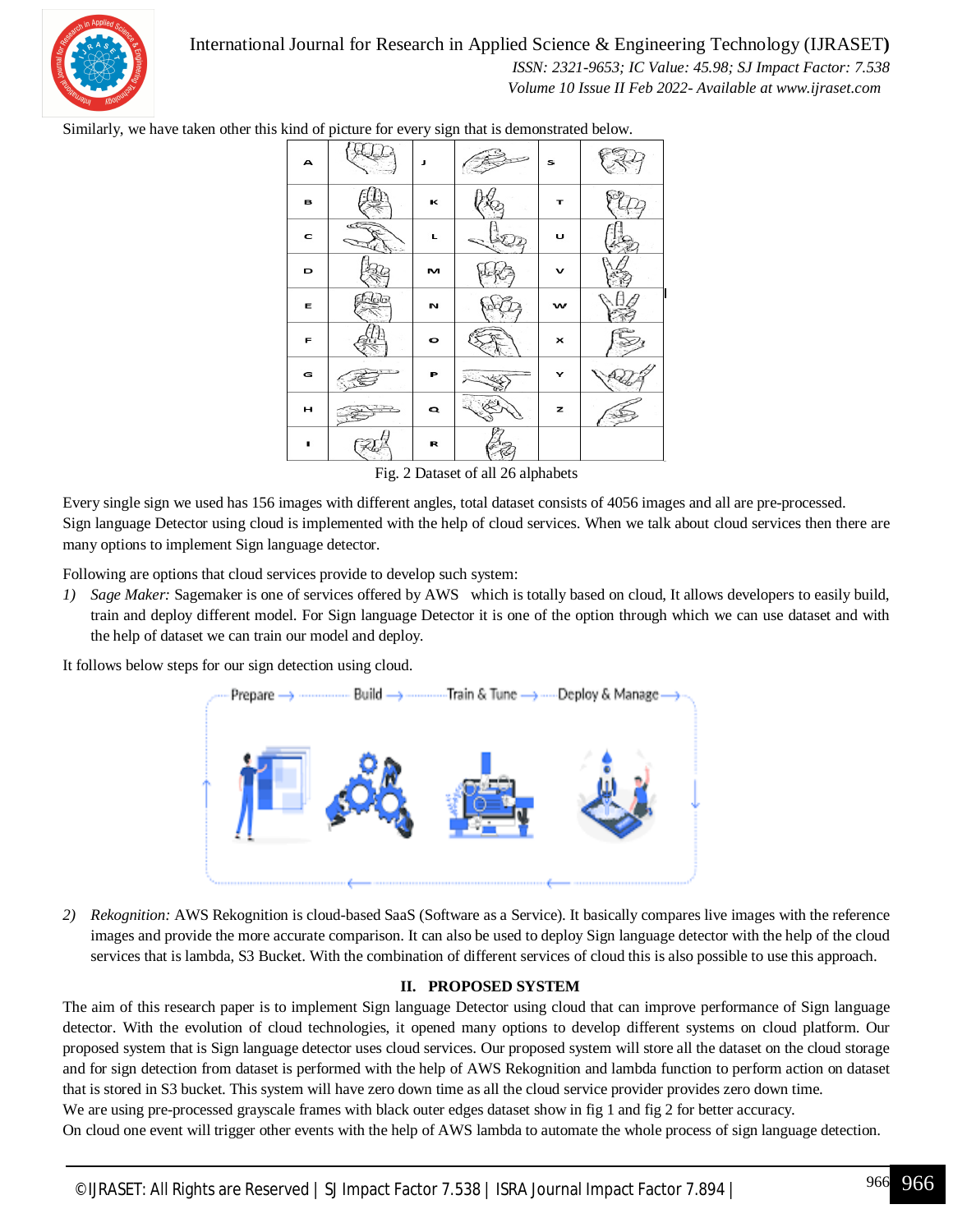Similarly, we have taken other this kind of picture for every sign that is demonstrated below.

| A | | J | | S | |
|---|---|---|---|---|---|
| B | | K | | T | |
| C | | L | | U | |
| D | | M | | V | |
| E | | N | | W | |
| F | | O | | X | |
| G | | P | | Y | |
| H | | Q | | Z | |
| I | | R | | | |

Fig. 2 Dataset of all 26 alphabets

Every single sign we used has 156 images with different angles, total dataset consists of 4056 images and all are pre-processed.
Sign language Detector using cloud is implemented with the help of cloud services. When we talk about cloud services then there are many options to implement Sign language detector.

Following are options that cloud services provide to develop such system:

1) *Sage Maker:* Sagemaker is one of services offered by AWS which is totally based on cloud, It allows developers to easily build, train and deploy different model. For Sign language Detector it is one of the option through which we can use dataset and with the help of dataset we can train our model and deploy.

It follows below steps for our sign detection using cloud.

Prepare → Build → Train & Tune → Deploy & Manage →

2) *Rekognition:* AWS Rekognition is cloud-based SaaS (Software as a Service). It basically compares live images with the reference images and provide the more accurate comparison. It can also be used to deploy Sign language detector with the help of the cloud services that is lambda, S3 Bucket. With the combination of different services of cloud this is also possible to use this approach.

## II. PROPOSED SYSTEM

The aim of this research paper is to implement Sign language Detector using cloud that can improve performance of Sign language detector. With the evolution of cloud technologies, it opened many options to develop different systems on cloud platform. Our proposed system that is Sign language detector uses cloud services. Our proposed system will store all the dataset on the cloud storage and for sign detection from dataset is performed with the help of AWS Rekognition and lambda function to perform action on dataset that is stored in S3 bucket. This system will have zero down time as all the cloud service provider provides zero down time.
We are using pre-processed grayscale frames with black outer edges dataset show in fig 1 and fig 2 for better accuracy.
On cloud one event will trigger other events with the help of AWS lambda to automate the whole process of sign language detection.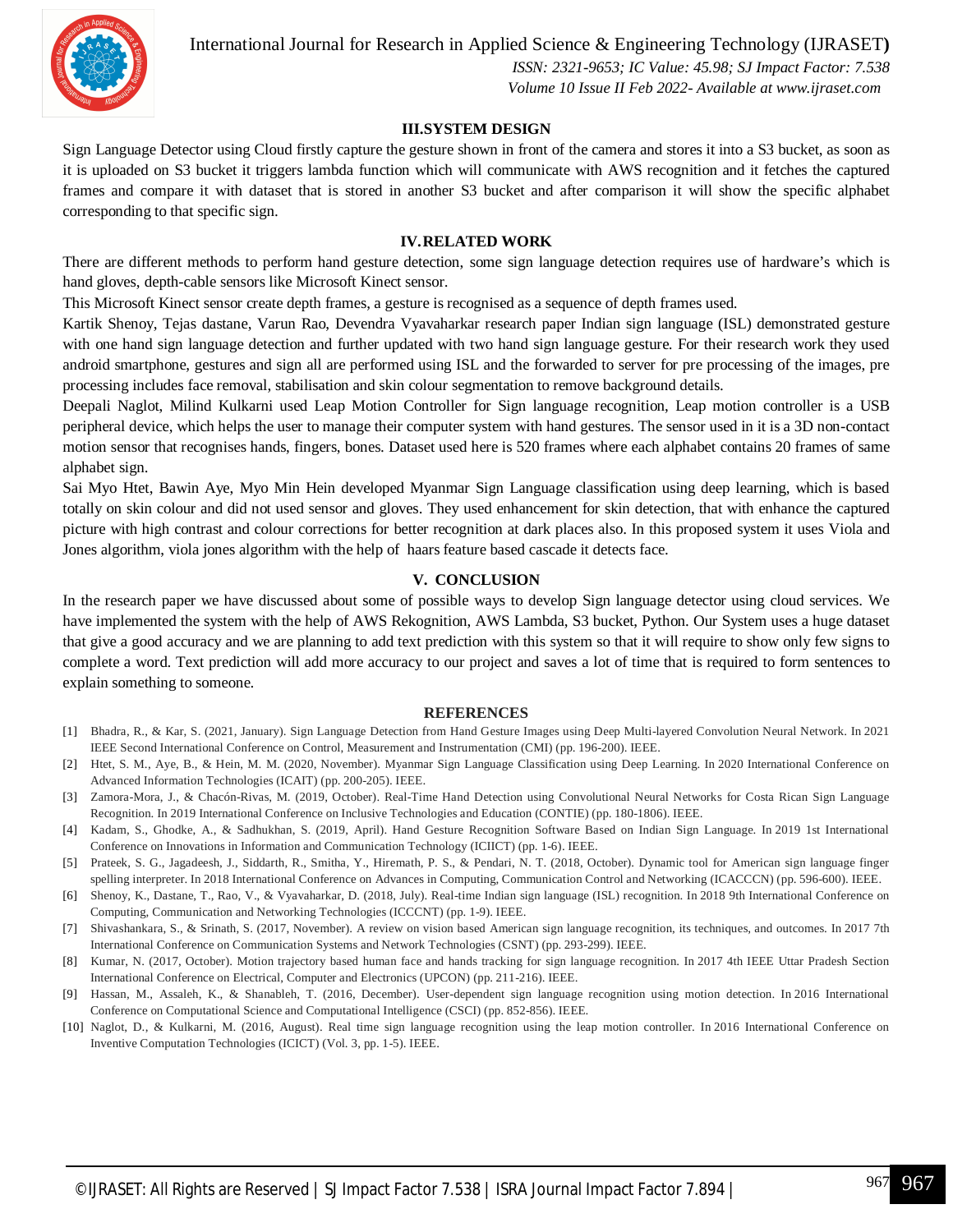## III. SYSTEM DESIGN

Sign Language Detector using Cloud firstly capture the gesture shown in front of the camera and stores it into a S3 bucket, as soon as it is uploaded on S3 bucket it triggers lambda function which will communicate with AWS recognition and it fetches the captured frames and compare it with dataset that is stored in another S3 bucket and after comparison it will show the specific alphabet corresponding to that specific sign.

## IV. RELATED WORK

There are different methods to perform hand gesture detection, some sign language detection requires use of hardware's which is hand gloves, depth-cable sensors like Microsoft Kinect sensor.

This Microsoft Kinect sensor create depth frames, a gesture is recognised as a sequence of depth frames used.

Kartik Shenoy, Tejas dastane, Varun Rao, Devendra Vyavaharkar research paper Indian sign language (ISL) demonstrated gesture with one hand sign language detection and further updated with two hand sign language gesture. For their research work they used android smartphone, gestures and sign all are performed using ISL and the forwarded to server for pre processing of the images, pre processing includes face removal, stabilisation and skin colour segmentation to remove background details.

Deepali Naglot, Milind Kulkarni used Leap Motion Controller for Sign language recognition, Leap motion controller is a USB peripheral device, which helps the user to manage their computer system with hand gestures. The sensor used in it is a 3D non-contact motion sensor that recognises hands, fingers, bones. Dataset used here is 520 frames where each alphabet contains 20 frames of same alphabet sign.

Sai Myo Htet, Bawin Aye, Myo Min Hein developed Myanmar Sign Language classification using deep learning, which is based totally on skin colour and did not used sensor and gloves. They used enhancement for skin detection, that with enhance the captured picture with high contrast and colour corrections for better recognition at dark places also. In this proposed system it uses Viola and Jones algorithm, viola jones algorithm with the help of haars feature based cascade it detects face.

## V. CONCLUSION

In the research paper we have discussed about some of possible ways to develop Sign language detector using cloud services. We have implemented the system with the help of AWS Rekognition, AWS Lambda, S3 bucket, Python. Our System uses a huge dataset that give a good accuracy and we are planning to add text prediction with this system so that it will require to show only few signs to complete a word. Text prediction will add more accuracy to our project and saves a lot of time that is required to form sentences to explain something to someone.

## REFERENCES

[1] Bhadra, R., & Kar, S. (2021, January). Sign Language Detection from Hand Gesture Images using Deep Multi-layered Convolution Neural Network. In 2021 IEEE Second International Conference on Control, Measurement and Instrumentation (CMI) (pp. 196-200). IEEE.

[2] Htet, S. M., Aye, B., & Hein, M. M. (2020, November). Myanmar Sign Language Classification using Deep Learning. In 2020 International Conference on Advanced Information Technologies (ICAIT) (pp. 200-205). IEEE.

[3] Zamora-Mora, J., & Chacón-Rivas, M. (2019, October). Real-Time Hand Detection using Convolutional Neural Networks for Costa Rican Sign Language Recognition. In 2019 International Conference on Inclusive Technologies and Education (CONTIE) (pp. 180-1806). IEEE.

[4] Kadam, S., Ghodke, A., & Sadhukhan, S. (2019, April). Hand Gesture Recognition Software Based on Indian Sign Language. In 2019 1st International Conference on Innovations in Information and Communication Technology (ICIICT) (pp. 1-6). IEEE.

[5] Prateek, S. G., Jagadeesh, J., Siddarth, R., Smitha, Y., Hiremath, P. S., & Pendari, N. T. (2018, October). Dynamic tool for American sign language finger spelling interpreter. In 2018 International Conference on Advances in Computing, Communication Control and Networking (ICACCCN) (pp. 596-600). IEEE.

[6] Shenoy, K., Dastane, T., Rao, V., & Vyavaharkar, D. (2018, July). Real-time Indian sign language (ISL) recognition. In 2018 9th International Conference on Computing, Communication and Networking Technologies (ICCCNT) (pp. 1-9). IEEE.

[7] Shivashankara, S., & Srinath, S. (2017, November). A review on vision based American sign language recognition, its techniques, and outcomes. In 2017 7th International Conference on Communication Systems and Network Technologies (CSNT) (pp. 293-299). IEEE.

[8] Kumar, N. (2017, October). Motion trajectory based human face and hands tracking for sign language recognition. In 2017 4th IEEE Uttar Pradesh Section International Conference on Electrical, Computer and Electronics (UPCON) (pp. 211-216). IEEE.

[9] Hassan, M., Assaleh, K., & Shanableh, T. (2016, December). User-dependent sign language recognition using motion detection. In 2016 International Conference on Computational Science and Computational Intelligence (CSCI) (pp. 852-856). IEEE.

[10] Naglot, D., & Kulkarni, M. (2016, August). Real time sign language recognition using the leap motion controller. In 2016 International Conference on Inventive Computation Technologies (ICICT) (Vol. 3, pp. 1-5). IEEE.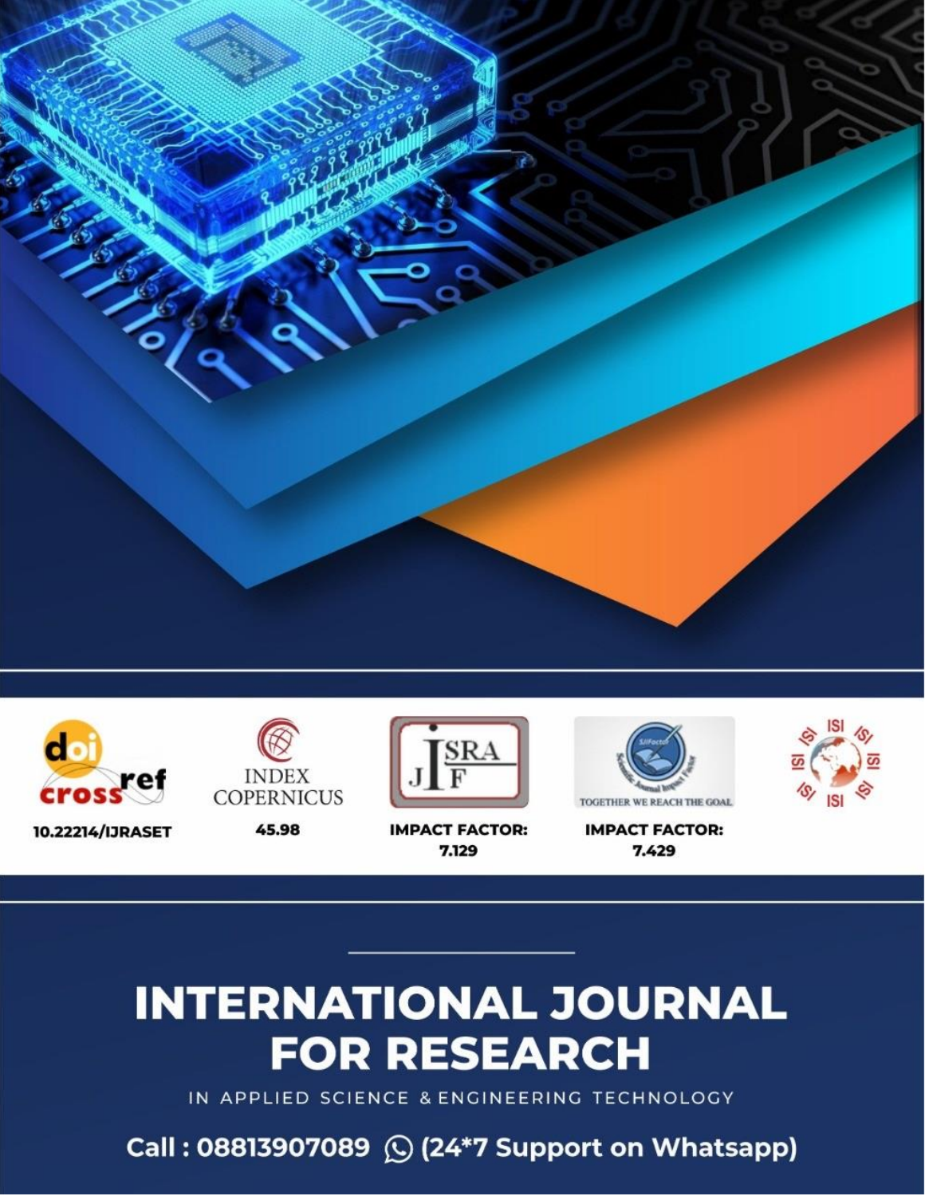10.22214/IJRASET

INDEX COPERNICUS

45.98

IMPACT FACTOR:
7.129

TOGETHER WE REACH THE GOAL

IMPACT FACTOR:
7.429

# INTERNATIONAL JOURNAL FOR RESEARCH

IN APPLIED SCIENCE & ENGINEERING TECHNOLOGY

Call : 08813907089 (24*7 Support on Whatsapp)